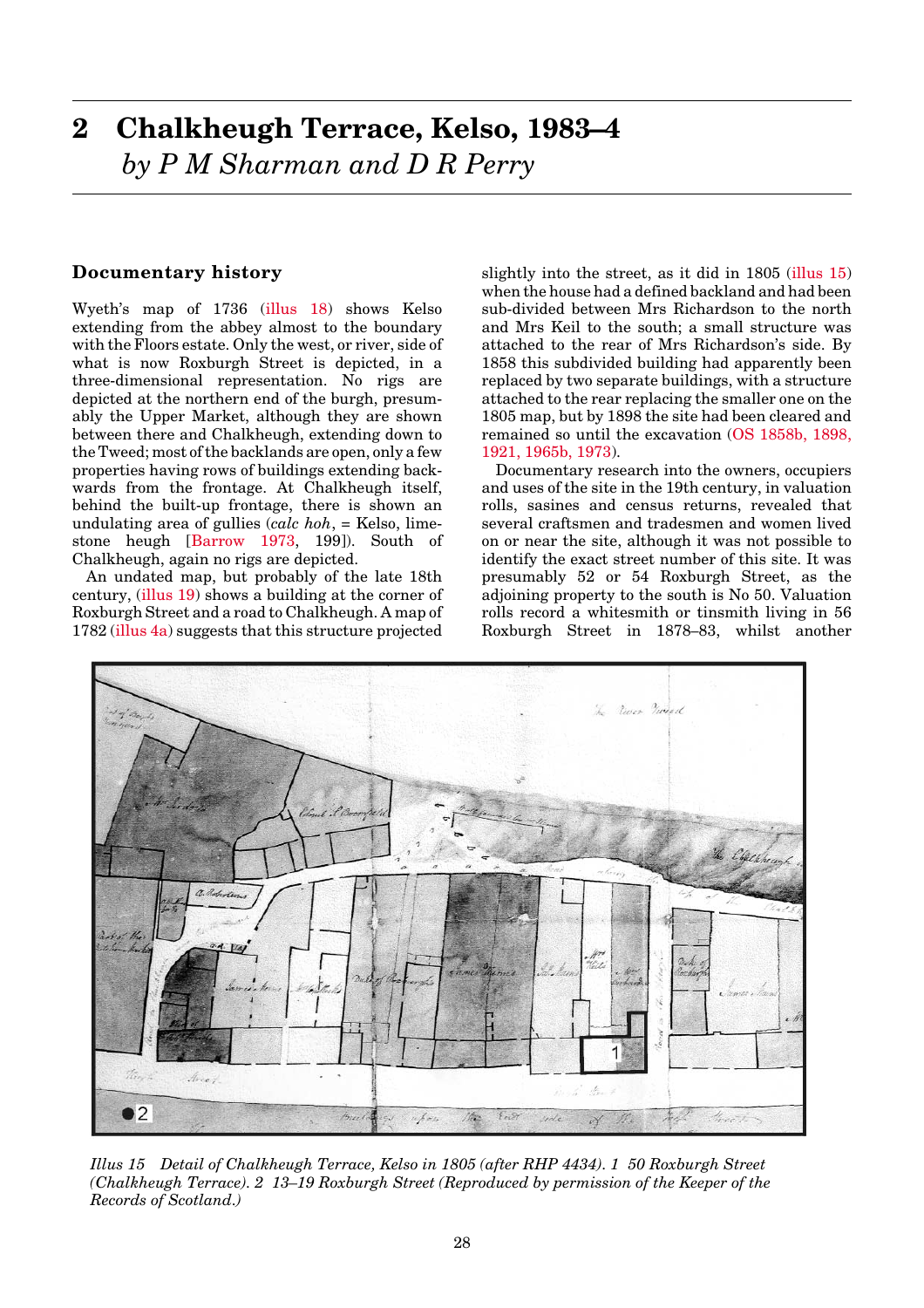# 2 Chalkheugh Terrace, Kelso, 1983–4

*by P M Sharman and D R Perry*

## Documentary history

Wyeth's map of 1736 (illus 18) shows Kelso extending from the abbey almost to the boundary with the Floors estate. Only the west, or river, side of what is now Roxburgh Street is depicted, in a three-dimensional representation. No rigs are depicted at the northern end of the burgh, presumably the Upper Market, although they are shown between there and Chalkheugh, extending down to the Tweed; most of the backlands are open, only a few properties having rows of buildings extending backwards from the frontage. At Chalkheugh itself, behind the built-up frontage, there is shown an undulating area of gullies (*calc hoh*, = Kelso, limestone heugh [Barrow 1973, 199]). South of Chalkheugh, again no rigs are depicted.

An undated map, but probably of the late 18th century, (illus 19) shows a building at the corner of Roxburgh Street and a road to Chalkheugh. A map of 1782 (illus 4a) suggests that this structure projected slightly into the street, as it did in 1805 (illus 15) when the house had a defined backland and had been sub-divided between Mrs Richardson to the north and Mrs Keil to the south; a small structure was attached to the rear of Mrs Richardson's side. By 1858 this subdivided building had apparently been replaced by two separate buildings, with a structure attached to the rear replacing the smaller one on the 1805 map, but by 1898 the site had been cleared and remained so until the excavation (OS 1858b, 1898, 1921, 1965b, 1973).

Documentary research into the owners, occupiers and uses of the site in the 19th century, in valuation rolls, sasines and census returns, revealed that several craftsmen and tradesmen and women lived on or near the site, although it was not possible to identify the exact street number of this site. It was presumably 52 or 54 Roxburgh Street, as the adjoining property to the south is No 50. Valuation rolls record a whitesmith or tinsmith living in 56 Roxburgh Street in 1878–83, whilst another

*Illus 15 Detail of Chalkheugh Terrace, Kelso in 1805 (after RHP 4434). 1 50 Roxburgh Street (Chalkheugh Terrace). 2 13–19 Roxburgh Street (Reproduced by permission of the Keeper of the Records of Scotland.)*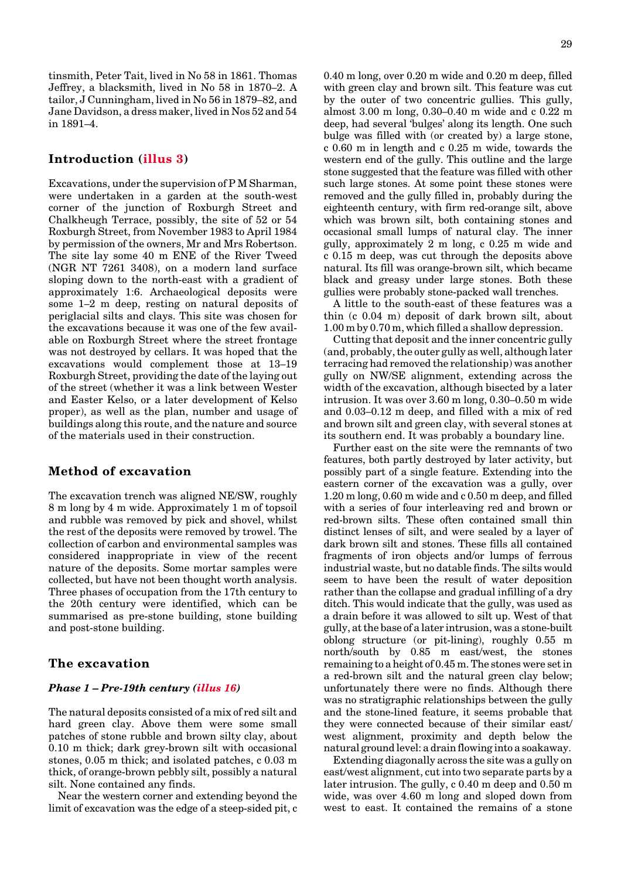tinsmith, Peter Tait, lived in No 58 in 1861. Thomas Jeffrey, a blacksmith, lived in No 58 in 1870–2. A tailor, J Cunningham, lived in No 56 in 1879–82, and Jane Davidson, a dress maker, lived in Nos 52 and 54 in 1891–4.

## Introduction (illus 3)

Excavations, under the supervision of P M Sharman, were undertaken in a garden at the south-west corner of the junction of Roxburgh Street and Chalkheugh Terrace, possibly, the site of 52 or 54 Roxburgh Street, from November 1983 to April 1984 by permission of the owners, Mr and Mrs Robertson. The site lay some 40 m ENE of the River Tweed (NGR NT 7261 3408), on a modern land surface sloping down to the north-east with a gradient of approximately 1:6. Archaeological deposits were some 1–2 m deep, resting on natural deposits of periglacial silts and clays. This site was chosen for the excavations because it was one of the few available on Roxburgh Street where the street frontage was not destroyed by cellars. It was hoped that the excavations would complement those at 13–19 Roxburgh Street, providing the date of the laying out of the street (whether it was a link between Wester and Easter Kelso, or a later development of Kelso proper), as well as the plan, number and usage of buildings along this route, and the nature and source of the materials used in their construction.

## Method of excavation

The excavation trench was aligned NE/SW, roughly 8 m long by 4 m wide. Approximately 1 m of topsoil and rubble was removed by pick and shovel, whilst the rest of the deposits were removed by trowel. The collection of carbon and environmental samples was considered inappropriate in view of the recent nature of the deposits. Some mortar samples were collected, but have not been thought worth analysis. Three phases of occupation from the 17th century to the 20th century were identified, which can be summarised as pre-stone building, stone building and post-stone building.

## The excavation

### *Phase 1 – Pre-19th century (illus 16)*

The natural deposits consisted of a mix of red silt and hard green clay. Above them were some small patches of stone rubble and brown silty clay, about 0.10 m thick; dark grey-brown silt with occasional stones, 0.05 m thick; and isolated patches, c 0.03 m thick, of orange-brown pebbly silt, possibly a natural silt. None contained any finds.

Near the western corner and extending beyond the limit of excavation was the edge of a steep-sided pit, c 0.40 m long, over 0.20 m wide and 0.20 m deep, filled with green clay and brown silt. This feature was cut by the outer of two concentric gullies. This gully, almost 3.00 m long, 0.30–0.40 m wide and c 0.22 m deep, had several 'bulges' along its length. One such bulge was filled with (or created by) a large stone, c 0.60 m in length and c 0.25 m wide, towards the western end of the gully. This outline and the large stone suggested that the feature was filled with other such large stones. At some point these stones were removed and the gully filled in, probably during the eighteenth century, with firm red-orange silt, above which was brown silt, both containing stones and occasional small lumps of natural clay. The inner gully, approximately 2 m long, c 0.25 m wide and c 0.15 m deep, was cut through the deposits above natural. Its fill was orange-brown silt, which became black and greasy under large stones. Both these gullies were probably stone-packed wall trenches.

A little to the south-east of these features was a thin (c 0.04 m) deposit of dark brown silt, about 1.00 m by 0.70 m, which filled a shallow depression.

Cutting that deposit and the inner concentric gully (and, probably, the outer gully as well, although later terracing had removed the relationship) was another gully on NW/SE alignment, extending across the width of the excavation, although bisected by a later intrusion. It was over 3.60 m long, 0.30–0.50 m wide and 0.03–0.12 m deep, and filled with a mix of red and brown silt and green clay, with several stones at its southern end. It was probably a boundary line.

Further east on the site were the remnants of two features, both partly destroyed by later activity, but possibly part of a single feature. Extending into the eastern corner of the excavation was a gully, over 1.20 m long, 0.60 m wide and c 0.50 m deep, and filled with a series of four interleaving red and brown or red-brown silts. These often contained small thin distinct lenses of silt, and were sealed by a layer of dark brown silt and stones. These fills all contained fragments of iron objects and/or lumps of ferrous industrial waste, but no datable finds. The silts would seem to have been the result of water deposition rather than the collapse and gradual infilling of a dry ditch. This would indicate that the gully, was used as a drain before it was allowed to silt up. West of that gully, at the base of a later intrusion, was a stone-built oblong structure (or pit-lining), roughly 0.55 m north/south by 0.85 m east/west, the stones remaining to a height of 0.45 m. The stones were set in a red-brown silt and the natural green clay below; unfortunately there were no finds. Although there was no stratigraphic relationships between the gully and the stone-lined feature, it seems probable that they were connected because of their similar east/west alignment, proximity and depth below the natural ground level: a drain flowing into a soakaway.

Extending diagonally across the site was a gully on east/west alignment, cut into two separate parts by a later intrusion. The gully, c 0.40 m deep and 0.50 m wide, was over 4.60 m long and sloped down from west to east. It contained the remains of a stone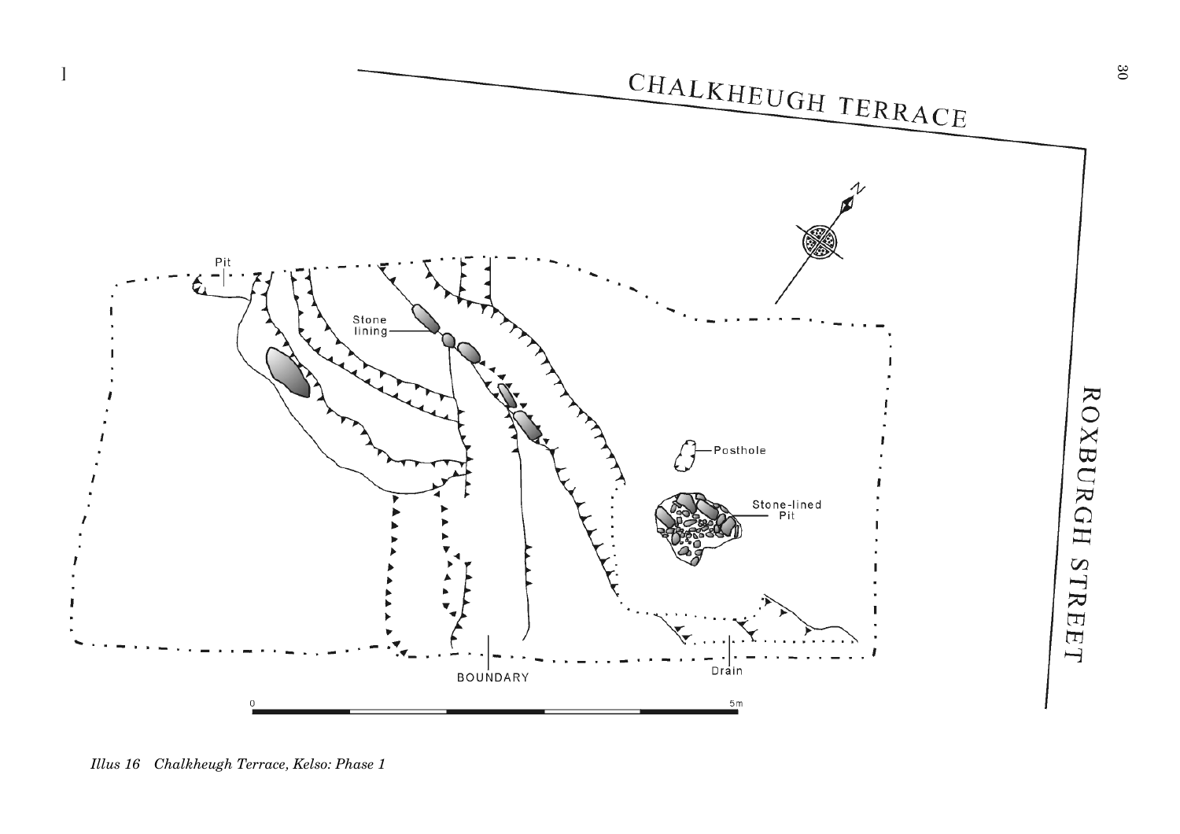*Illus 16 Chalkheugh Terrace, Kelso: Phase 1*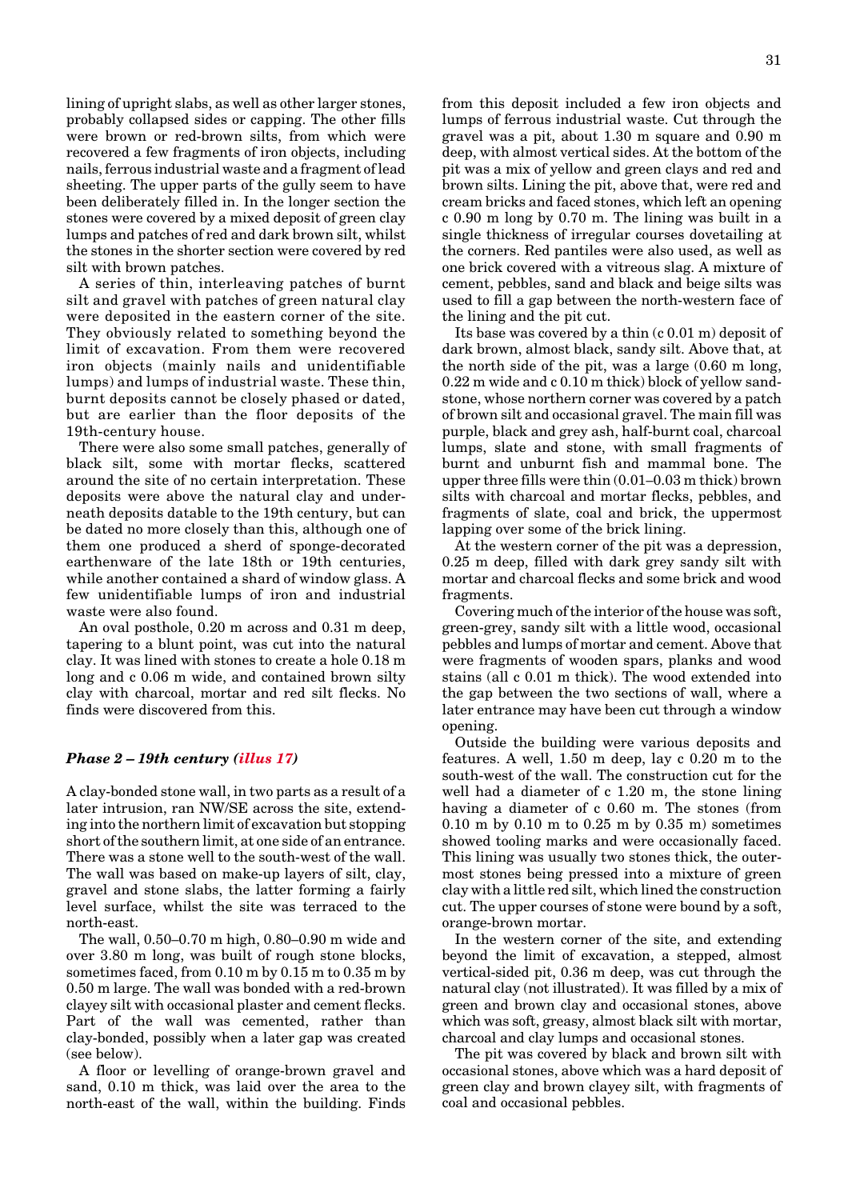lining of upright slabs, as well as other larger stones, probably collapsed sides or capping. The other fills were brown or red-brown silts, from which were recovered a few fragments of iron objects, including nails, ferrous industrial waste and a fragment of lead sheeting. The upper parts of the gully seem to have been deliberately filled in. In the longer section the stones were covered by a mixed deposit of green clay lumps and patches of red and dark brown silt, whilst the stones in the shorter section were covered by red silt with brown patches.

A series of thin, interleaving patches of burnt silt and gravel with patches of green natural clay were deposited in the eastern corner of the site. They obviously related to something beyond the limit of excavation. From them were recovered iron objects (mainly nails and unidentifiable lumps) and lumps of industrial waste. These thin, burnt deposits cannot be closely phased or dated, but are earlier than the floor deposits of the 19th-century house.

There were also some small patches, generally of black silt, some with mortar flecks, scattered around the site of no certain interpretation. These deposits were above the natural clay and underneath deposits datable to the 19th century, but can be dated no more closely than this, although one of them one produced a sherd of sponge-decorated earthenware of the late 18th or 19th centuries, while another contained a shard of window glass. A few unidentifiable lumps of iron and industrial waste were also found.

An oval posthole, 0.20 m across and 0.31 m deep, tapering to a blunt point, was cut into the natural clay. It was lined with stones to create a hole 0.18 m long and c 0.06 m wide, and contained brown silty clay with charcoal, mortar and red silt flecks. No finds were discovered from this.

### *Phase 2 – 19th century (illus 17)*

A clay-bonded stone wall, in two parts as a result of a later intrusion, ran NW/SE across the site, extending into the northern limit of excavation but stopping short of the southern limit, at one side of an entrance. There was a stone well to the south-west of the wall. The wall was based on make-up layers of silt, clay, gravel and stone slabs, the latter forming a fairly level surface, whilst the site was terraced to the north-east.

The wall, 0.50–0.70 m high, 0.80–0.90 m wide and over 3.80 m long, was built of rough stone blocks, sometimes faced, from 0.10 m by 0.15 m to 0.35 m by 0.50 m large. The wall was bonded with a red-brown clayey silt with occasional plaster and cement flecks. Part of the wall was cemented, rather than clay-bonded, possibly when a later gap was created (see below).

A floor or levelling of orange-brown gravel and sand, 0.10 m thick, was laid over the area to the north-east of the wall, within the building. Finds from this deposit included a few iron objects and lumps of ferrous industrial waste. Cut through the gravel was a pit, about 1.30 m square and 0.90 m deep, with almost vertical sides. At the bottom of the pit was a mix of yellow and green clays and red and brown silts. Lining the pit, above that, were red and cream bricks and faced stones, which left an opening c 0.90 m long by 0.70 m. The lining was built in a single thickness of irregular courses dovetailing at the corners. Red pantiles were also used, as well as one brick covered with a vitreous slag. A mixture of cement, pebbles, sand and black and beige silts was used to fill a gap between the north-western face of the lining and the pit cut.

Its base was covered by a thin (c 0.01 m) deposit of dark brown, almost black, sandy silt. Above that, at the north side of the pit, was a large (0.60 m long, 0.22 m wide and c 0.10 m thick) block of yellow sandstone, whose northern corner was covered by a patch of brown silt and occasional gravel. The main fill was purple, black and grey ash, half-burnt coal, charcoal lumps, slate and stone, with small fragments of burnt and unburnt fish and mammal bone. The upper three fills were thin (0.01–0.03 m thick) brown silts with charcoal and mortar flecks, pebbles, and fragments of slate, coal and brick, the uppermost lapping over some of the brick lining.

At the western corner of the pit was a depression, 0.25 m deep, filled with dark grey sandy silt with mortar and charcoal flecks and some brick and wood fragments.

Covering much of the interior of the house was soft, green-grey, sandy silt with a little wood, occasional pebbles and lumps of mortar and cement. Above that were fragments of wooden spars, planks and wood stains (all c 0.01 m thick). The wood extended into the gap between the two sections of wall, where a later entrance may have been cut through a window opening.

Outside the building were various deposits and features. A well, 1.50 m deep, lay c 0.20 m to the south-west of the wall. The construction cut for the well had a diameter of c 1.20 m, the stone lining having a diameter of c 0.60 m. The stones (from 0.10 m by 0.10 m to 0.25 m by 0.35 m) sometimes showed tooling marks and were occasionally faced. This lining was usually two stones thick, the outermost stones being pressed into a mixture of green clay with a little red silt, which lined the construction cut. The upper courses of stone were bound by a soft, orange-brown mortar.

In the western corner of the site, and extending beyond the limit of excavation, a stepped, almost vertical-sided pit, 0.36 m deep, was cut through the natural clay (not illustrated). It was filled by a mix of green and brown clay and occasional stones, above which was soft, greasy, almost black silt with mortar, charcoal and clay lumps and occasional stones.

The pit was covered by black and brown silt with occasional stones, above which was a hard deposit of green clay and brown clayey silt, with fragments of coal and occasional pebbles.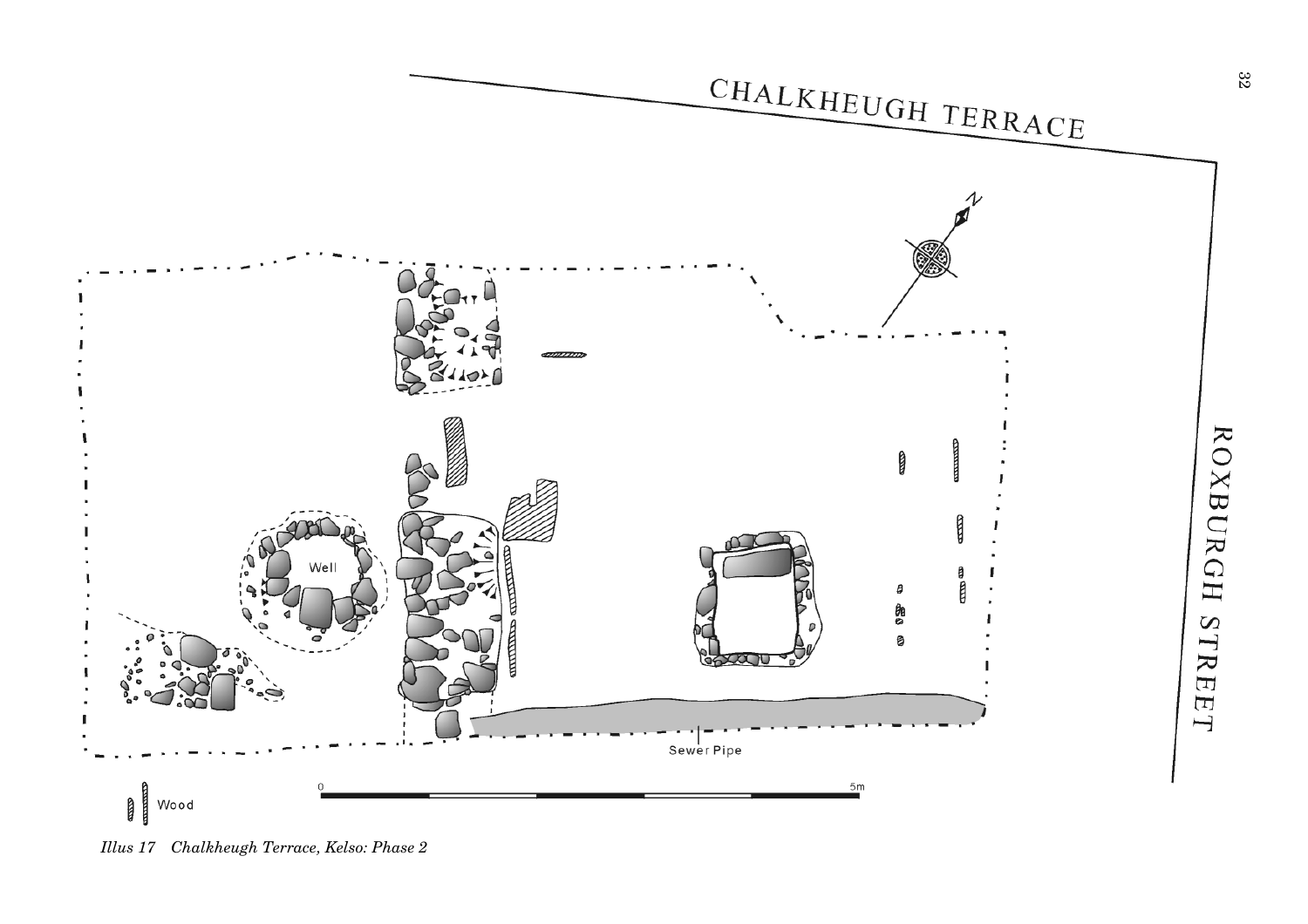*Illus 17 Chalkheugh Terrace, Kelso: Phase 2*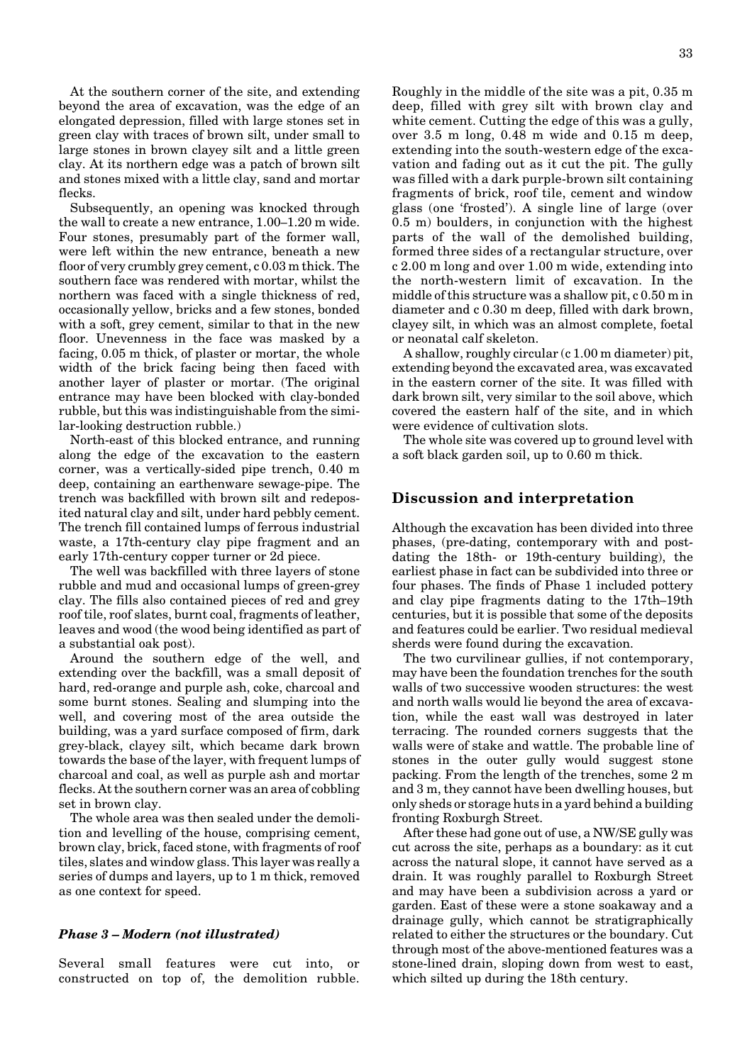At the southern corner of the site, and extending beyond the area of excavation, was the edge of an elongated depression, filled with large stones set in green clay with traces of brown silt, under small to large stones in brown clayey silt and a little green clay. At its northern edge was a patch of brown silt and stones mixed with a little clay, sand and mortar flecks.

Subsequently, an opening was knocked through the wall to create a new entrance, 1.00–1.20 m wide. Four stones, presumably part of the former wall, were left within the new entrance, beneath a new floor of very crumbly grey cement, c 0.03 m thick. The southern face was rendered with mortar, whilst the northern was faced with a single thickness of red, occasionally yellow, bricks and a few stones, bonded with a soft, grey cement, similar to that in the new floor. Unevenness in the face was masked by a facing, 0.05 m thick, of plaster or mortar, the whole width of the brick facing being then faced with another layer of plaster or mortar. (The original entrance may have been blocked with clay-bonded rubble, but this was indistinguishable from the similar-looking destruction rubble.)

North-east of this blocked entrance, and running along the edge of the excavation to the eastern corner, was a vertically-sided pipe trench, 0.40 m deep, containing an earthenware sewage-pipe. The trench was backfilled with brown silt and redeposited natural clay and silt, under hard pebbly cement. The trench fill contained lumps of ferrous industrial waste, a 17th-century clay pipe fragment and an early 17th-century copper turner or 2d piece.

The well was backfilled with three layers of stone rubble and mud and occasional lumps of green-grey clay. The fills also contained pieces of red and grey roof tile, roof slates, burnt coal, fragments of leather, leaves and wood (the wood being identified as part of a substantial oak post).

Around the southern edge of the well, and extending over the backfill, was a small deposit of hard, red-orange and purple ash, coke, charcoal and some burnt stones. Sealing and slumping into the well, and covering most of the area outside the building, was a yard surface composed of firm, dark grey-black, clayey silt, which became dark brown towards the base of the layer, with frequent lumps of charcoal and coal, as well as purple ash and mortar flecks. At the southern corner was an area of cobbling set in brown clay.

The whole area was then sealed under the demolition and levelling of the house, comprising cement, brown clay, brick, faced stone, with fragments of roof tiles, slates and window glass. This layer was really a series of dumps and layers, up to 1 m thick, removed as one context for speed.

### *Phase 3 – Modern (not illustrated)*

Several small features were cut into, or constructed on top of, the demolition rubble. Roughly in the middle of the site was a pit, 0.35 m deep, filled with grey silt with brown clay and white cement. Cutting the edge of this was a gully, over 3.5 m long, 0.48 m wide and 0.15 m deep, extending into the south-western edge of the excavation and fading out as it cut the pit. The gully was filled with a dark purple-brown silt containing fragments of brick, roof tile, cement and window glass (one 'frosted'). A single line of large (over 0.5 m) boulders, in conjunction with the highest parts of the wall of the demolished building, formed three sides of a rectangular structure, over c 2.00 m long and over 1.00 m wide, extending into the north-western limit of excavation. In the middle of this structure was a shallow pit, c 0.50 m in diameter and c 0.30 m deep, filled with dark brown, clayey silt, in which was an almost complete, foetal or neonatal calf skeleton.

A shallow, roughly circular (c 1.00 m diameter) pit, extending beyond the excavated area, was excavated in the eastern corner of the site. It was filled with dark brown silt, very similar to the soil above, which covered the eastern half of the site, and in which were evidence of cultivation slots.

The whole site was covered up to ground level with a soft black garden soil, up to 0.60 m thick.

## Discussion and interpretation

Although the excavation has been divided into three phases, (pre-dating, contemporary with and post-dating the 18th- or 19th-century building), the earliest phase in fact can be subdivided into three or four phases. The finds of Phase 1 included pottery and clay pipe fragments dating to the 17th–19th centuries, but it is possible that some of the deposits and features could be earlier. Two residual medieval sherds were found during the excavation.

The two curvilinear gullies, if not contemporary, may have been the foundation trenches for the south walls of two successive wooden structures: the west and north walls would lie beyond the area of excavation, while the east wall was destroyed in later terracing. The rounded corners suggests that the walls were of stake and wattle. The probable line of stones in the outer gully would suggest stone packing. From the length of the trenches, some 2 m and 3 m, they cannot have been dwelling houses, but only sheds or storage huts in a yard behind a building fronting Roxburgh Street.

After these had gone out of use, a NW/SE gully was cut across the site, perhaps as a boundary: as it cut across the natural slope, it cannot have served as a drain. It was roughly parallel to Roxburgh Street and may have been a subdivision across a yard or garden. East of these were a stone soakaway and a drainage gully, which cannot be stratigraphically related to either the structures or the boundary. Cut through most of the above-mentioned features was a stone-lined drain, sloping down from west to east, which silted up during the 18th century.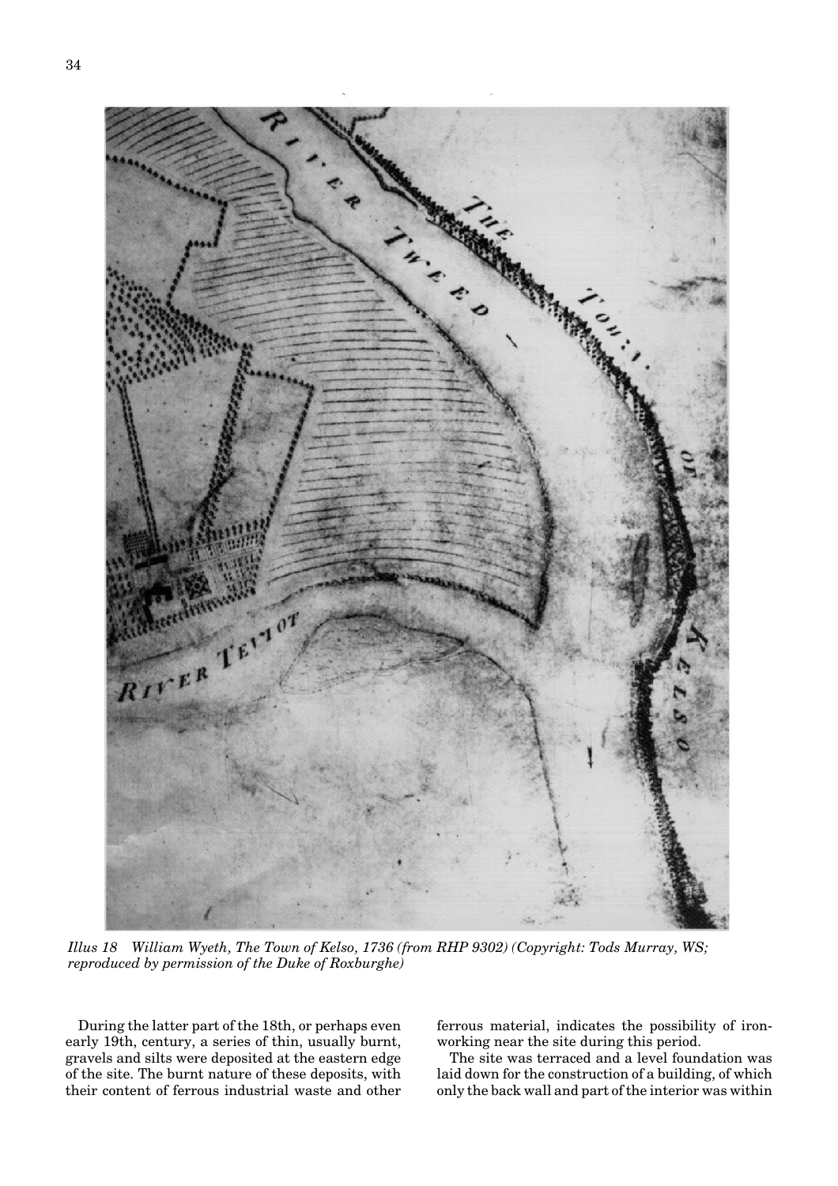*Illus 18 William Wyeth, The Town of Kelso, 1736 (from RHP 9302) (Copyright: Tods Murray, WS; reproduced by permission of the Duke of Roxburghe)*

During the latter part of the 18th, or perhaps even early 19th, century, a series of thin, usually burnt, gravels and silts were deposited at the eastern edge of the site. The burnt nature of these deposits, with their content of ferrous industrial waste and other ferrous material, indicates the possibility of iron-working near the site during this period.

The site was terraced and a level foundation was laid down for the construction of a building, of which only the back wall and part of the interior was within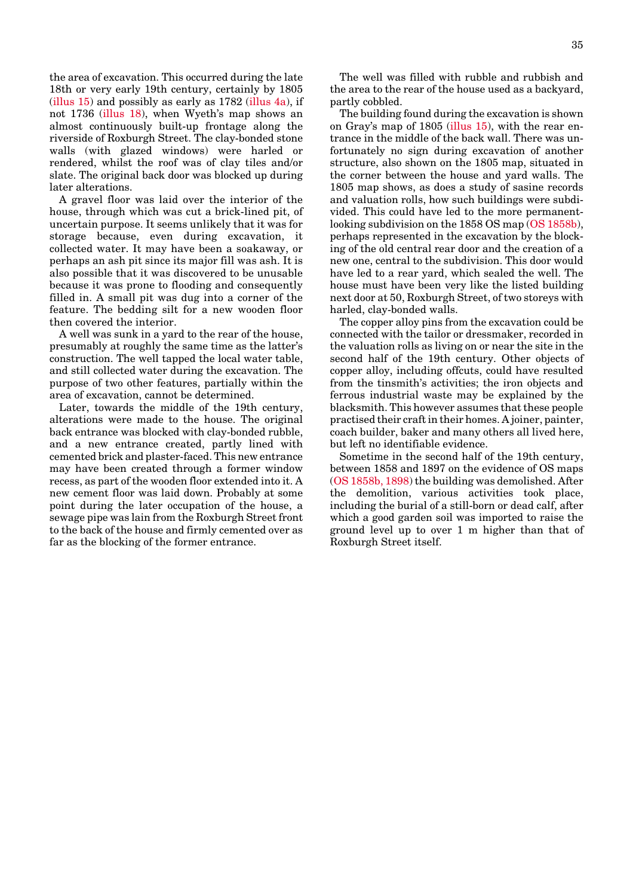the area of excavation. This occurred during the late 18th or very early 19th century, certainly by 1805 (illus 15) and possibly as early as 1782 (illus 4a), if not 1736 (illus 18), when Wyeth's map shows an almost continuously built-up frontage along the riverside of Roxburgh Street. The clay-bonded stone walls (with glazed windows) were harled or rendered, whilst the roof was of clay tiles and/or slate. The original back door was blocked up during later alterations.

A gravel floor was laid over the interior of the house, through which was cut a brick-lined pit, of uncertain purpose. It seems unlikely that it was for storage because, even during excavation, it collected water. It may have been a soakaway, or perhaps an ash pit since its major fill was ash. It is also possible that it was discovered to be unusable because it was prone to flooding and consequently filled in. A small pit was dug into a corner of the feature. The bedding silt for a new wooden floor then covered the interior.

A well was sunk in a yard to the rear of the house, presumably at roughly the same time as the latter's construction. The well tapped the local water table, and still collected water during the excavation. The purpose of two other features, partially within the area of excavation, cannot be determined.

Later, towards the middle of the 19th century, alterations were made to the house. The original back entrance was blocked with clay-bonded rubble, and a new entrance created, partly lined with cemented brick and plaster-faced. This new entrance may have been created through a former window recess, as part of the wooden floor extended into it. A new cement floor was laid down. Probably at some point during the later occupation of the house, a sewage pipe was lain from the Roxburgh Street front to the back of the house and firmly cemented over as far as the blocking of the former entrance.

The well was filled with rubble and rubbish and the area to the rear of the house used as a backyard, partly cobbled.

The building found during the excavation is shown on Gray's map of 1805 (illus 15), with the rear entrance in the middle of the back wall. There was unfortunately no sign during excavation of another structure, also shown on the 1805 map, situated in the corner between the house and yard walls. The 1805 map shows, as does a study of sasine records and valuation rolls, how such buildings were subdivided. This could have led to the more permanent-looking subdivision on the 1858 OS map (OS 1858b), perhaps represented in the excavation by the blocking of the old central rear door and the creation of a new one, central to the subdivision. This door would have led to a rear yard, which sealed the well. The house must have been very like the listed building next door at 50, Roxburgh Street, of two storeys with harled, clay-bonded walls.

The copper alloy pins from the excavation could be connected with the tailor or dressmaker, recorded in the valuation rolls as living on or near the site in the second half of the 19th century. Other objects of copper alloy, including offcuts, could have resulted from the tinsmith's activities; the iron objects and ferrous industrial waste may be explained by the blacksmith. This however assumes that these people practised their craft in their homes. A joiner, painter, coach builder, baker and many others all lived here, but left no identifiable evidence.

Sometime in the second half of the 19th century, between 1858 and 1897 on the evidence of OS maps (OS 1858b, 1898) the building was demolished. After the demolition, various activities took place, including the burial of a still-born or dead calf, after which a good garden soil was imported to raise the ground level up to over 1 m higher than that of Roxburgh Street itself.